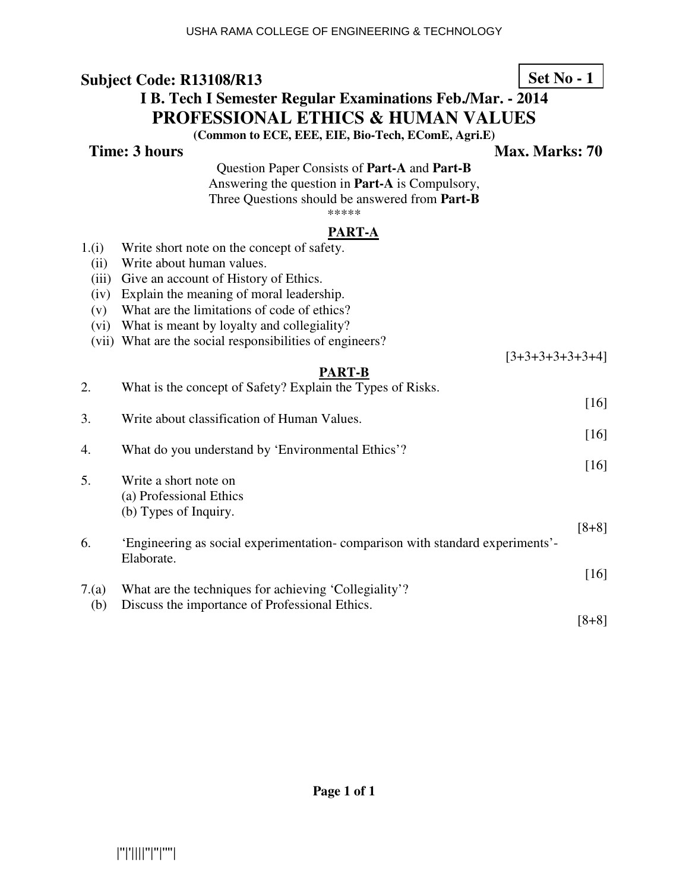**Subject Code: R13108/R13**

**Set No - 1**

**I B. Tech I Semester Regular Examinations Feb./Mar. - 2014**

# PROFESSIONAL ETHICS & HUMAN VALUES

**(Common to ECE, EEE, EIE, Bio-Tech, EComE, Agri.E)**

**Time: 3 hours** **Max. Marks: 70**

Question Paper Consists of **Part-A** and **Part-B**
Answering the question in **Part-A** is Compulsory,
Three Questions should be answered from **Part-B**

*****

## PART-A

1.(i) Write short note on the concept of safety.
(ii) Write about human values.
(iii) Give an account of History of Ethics.
(iv) Explain the meaning of moral leadership.
(v) What are the limitations of code of ethics?
(vi) What is meant by loyalty and collegiality?
(vii) What are the social responsibilities of engineers?

[3+3+3+3+3+3+4]

## PART-B

2. What is the concept of Safety? Explain the Types of Risks. [16]

3. Write about classification of Human Values. [16]

4. What do you understand by 'Environmental Ethics'? [16]

5. Write a short note on
(a) Professional Ethics
(b) Types of Inquiry.
[8+8]

6. 'Engineering as social experimentation- comparison with standard experiments'- Elaborate. [16]

7.(a) What are the techniques for achieving 'Collegiality'?
(b) Discuss the importance of Professional Ethics.
[8+8]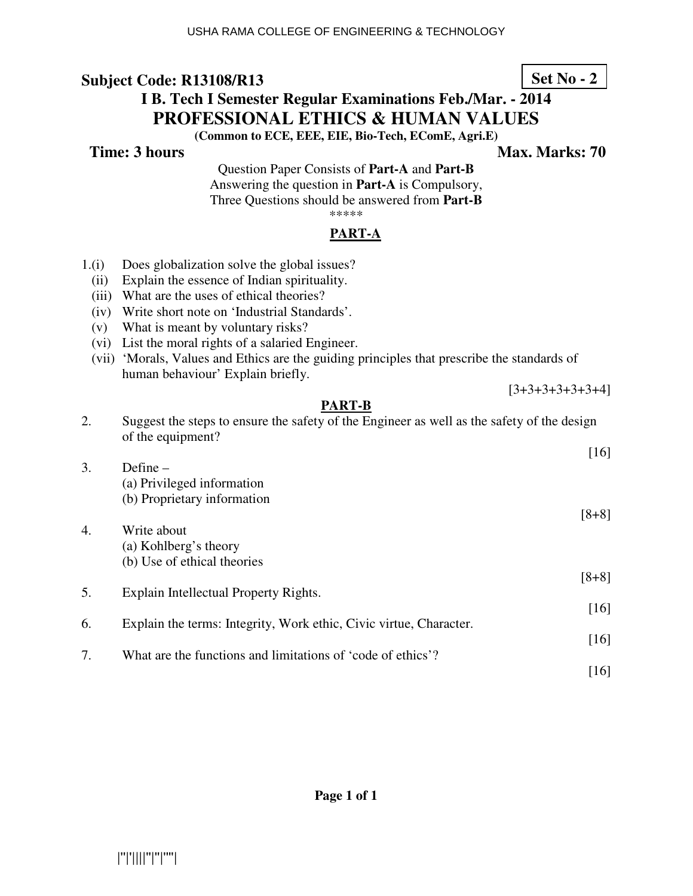**Subject Code: R13108/R13** **Set No - 2**

**I B. Tech I Semester Regular Examinations Feb./Mar. - 2014**

# PROFESSIONAL ETHICS & HUMAN VALUES

**(Common to ECE, EEE, EIE, Bio-Tech, EComE, Agri.E)**

**Time: 3 hours** **Max. Marks: 70**

Question Paper Consists of **Part-A** and **Part-B**
Answering the question in **Part-A** is Compulsory,
Three Questions should be answered from **Part-B**

*****

## PART-A

1.(i) Does globalization solve the global issues?
(ii) Explain the essence of Indian spirituality.
(iii) What are the uses of ethical theories?
(iv) Write short note on 'Industrial Standards'.
(v) What is meant by voluntary risks?
(vi) List the moral rights of a salaried Engineer.
(vii) 'Morals, Values and Ethics are the guiding principles that prescribe the standards of human behaviour' Explain briefly.

[3+3+3+3+3+3+4]

## PART-B

2. Suggest the steps to ensure the safety of the Engineer as well as the safety of the design of the equipment?

[16]

3. Define –
(a) Privileged information
(b) Proprietary information

[8+8]

4. Write about
(a) Kohlberg's theory
(b) Use of ethical theories

[8+8]

5. Explain Intellectual Property Rights.

[16]

6. Explain the terms: Integrity, Work ethic, Civic virtue, Character.

[16]

7. What are the functions and limitations of 'code of ethics'?

[16]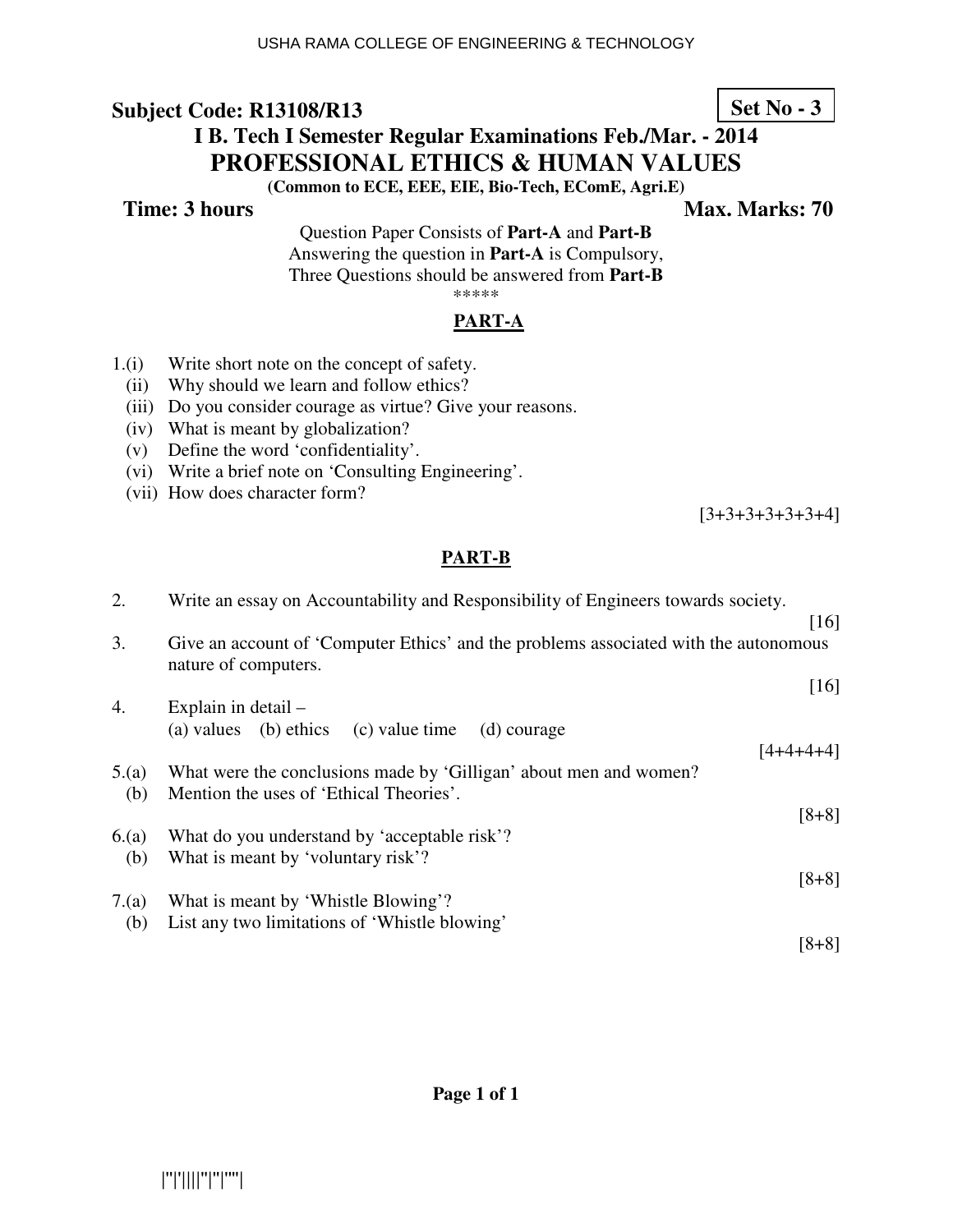**Subject Code: R13108/R13** **Set No - 3**

# I B. Tech I Semester Regular Examinations Feb./Mar. - 2014

## PROFESSIONAL ETHICS & HUMAN VALUES

**(Common to ECE, EEE, EIE, Bio-Tech, EComE, Agri.E)**

**Time: 3 hours** **Max. Marks: 70**

Question Paper Consists of **Part-A** and **Part-B**
Answering the question in **Part-A** is Compulsory,
Three Questions should be answered from **Part-B**

*****

### PART-A

1.(i) Write short note on the concept of safety.
(ii) Why should we learn and follow ethics?
(iii) Do you consider courage as virtue? Give your reasons.
(iv) What is meant by globalization?
(v) Define the word 'confidentiality'.
(vi) Write a brief note on 'Consulting Engineering'.
(vii) How does character form?

[3+3+3+3+3+3+4]

### PART-B

2. Write an essay on Accountability and Responsibility of Engineers towards society.

[16]

3. Give an account of 'Computer Ethics' and the problems associated with the autonomous nature of computers.

[16]

4. Explain in detail –
(a) values (b) ethics (c) value time (d) courage

[4+4+4+4]

5.(a) What were the conclusions made by 'Gilligan' about men and women?
(b) Mention the uses of 'Ethical Theories'.

[8+8]

6.(a) What do you understand by 'acceptable risk'?
(b) What is meant by 'voluntary risk'?

[8+8]

7.(a) What is meant by 'Whistle Blowing'?
(b) List any two limitations of 'Whistle blowing'

[8+8]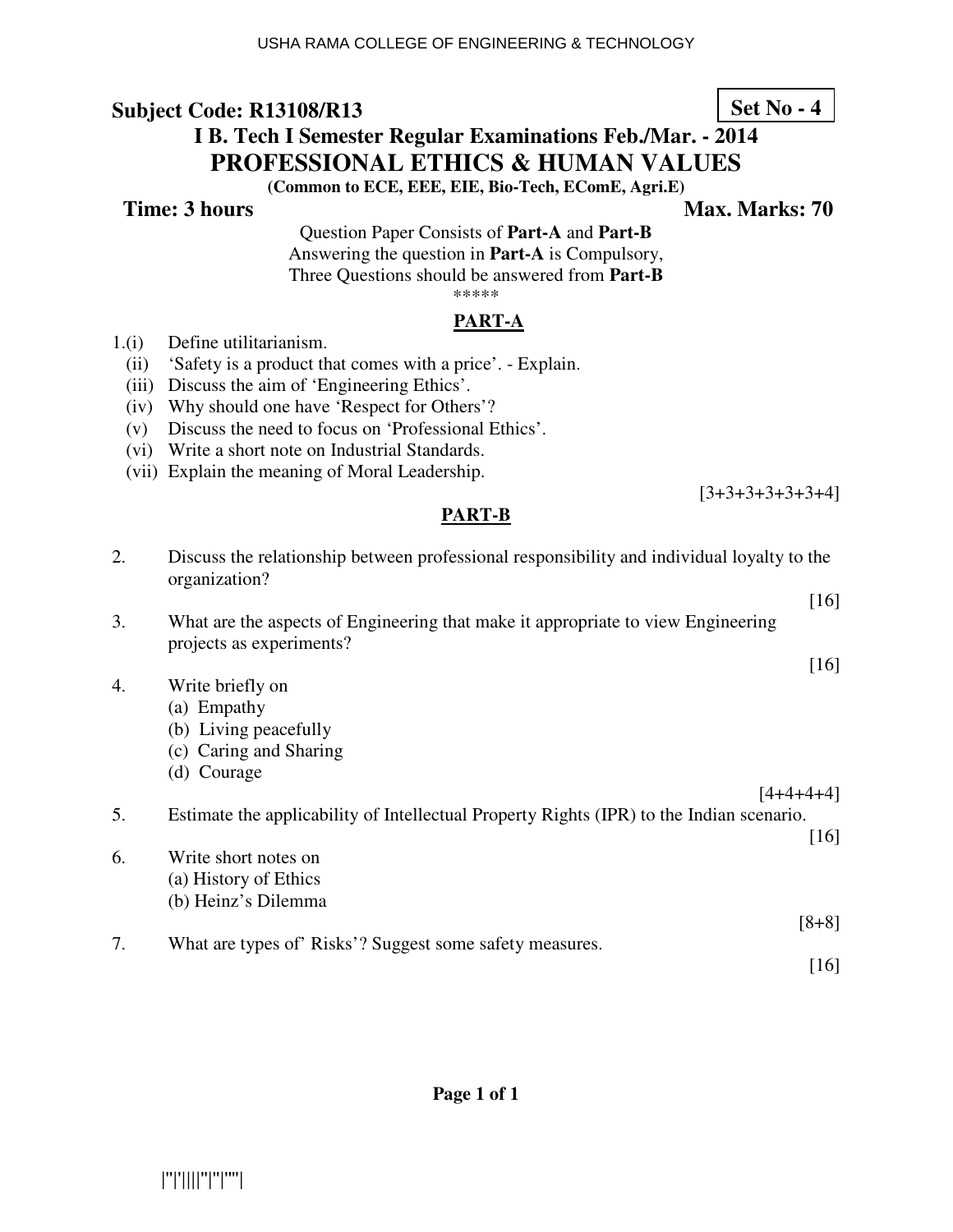**Subject Code: R13108/R13** **Set No - 4**

## I B. Tech I Semester Regular Examinations Feb./Mar. - 2014

# PROFESSIONAL ETHICS & HUMAN VALUES

**(Common to ECE, EEE, EIE, Bio-Tech, EComE, Agri.E)**

**Time: 3 hours** **Max. Marks: 70**

Question Paper Consists of **Part-A** and **Part-B**
Answering the question in **Part-A** is Compulsory,
Three Questions should be answered from **Part-B**

*****

## PART-A

1.(i) Define utilitarianism.
(ii) 'Safety is a product that comes with a price'. - Explain.
(iii) Discuss the aim of 'Engineering Ethics'.
(iv) Why should one have 'Respect for Others'?
(v) Discuss the need to focus on 'Professional Ethics'.
(vi) Write a short note on Industrial Standards.
(vii) Explain the meaning of Moral Leadership.

[3+3+3+3+3+3+4]

## PART-B

2. Discuss the relationship between professional responsibility and individual loyalty to the organization?

[16]

3. What are the aspects of Engineering that make it appropriate to view Engineering projects as experiments?

[16]

4. Write briefly on
(a) Empathy
(b) Living peacefully
(c) Caring and Sharing
(d) Courage

[4+4+4+4]

5. Estimate the applicability of Intellectual Property Rights (IPR) to the Indian scenario.

[16]

6. Write short notes on
(a) History of Ethics
(b) Heinz's Dilemma

[8+8]

7. What are types of' Risks'? Suggest some safety measures.

[16]